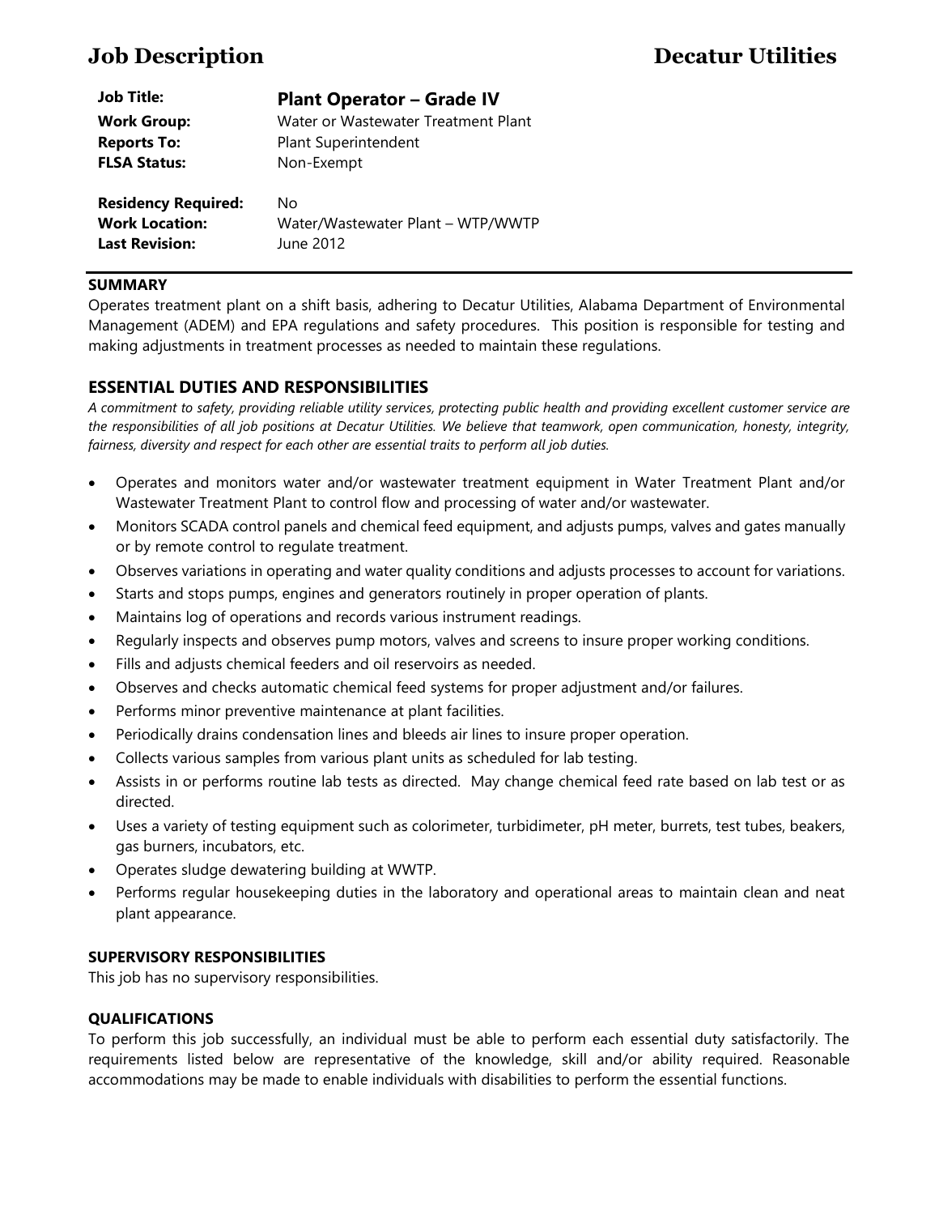# Job Description — Decatur Utilities

| | |
|---|---|
| **Job Title:** | **Plant Operator – Grade IV** |
| **Work Group:** | Water or Wastewater Treatment Plant |
| **Reports To:** | Plant Superintendent |
| **FLSA Status:** | Non-Exempt |
| **Residency Required:** | No |
| **Work Location:** | Water/Wastewater Plant – WTP/WWTP |
| **Last Revision:** | June 2012 |

## SUMMARY

Operates treatment plant on a shift basis, adhering to Decatur Utilities, Alabama Department of Environmental Management (ADEM) and EPA regulations and safety procedures. This position is responsible for testing and making adjustments in treatment processes as needed to maintain these regulations.

## ESSENTIAL DUTIES AND RESPONSIBILITIES

*A commitment to safety, providing reliable utility services, protecting public health and providing excellent customer service are the responsibilities of all job positions at Decatur Utilities. We believe that teamwork, open communication, honesty, integrity, fairness, diversity and respect for each other are essential traits to perform all job duties.*

- Operates and monitors water and/or wastewater treatment equipment in Water Treatment Plant and/or Wastewater Treatment Plant to control flow and processing of water and/or wastewater.
- Monitors SCADA control panels and chemical feed equipment, and adjusts pumps, valves and gates manually or by remote control to regulate treatment.
- Observes variations in operating and water quality conditions and adjusts processes to account for variations.
- Starts and stops pumps, engines and generators routinely in proper operation of plants.
- Maintains log of operations and records various instrument readings.
- Regularly inspects and observes pump motors, valves and screens to insure proper working conditions.
- Fills and adjusts chemical feeders and oil reservoirs as needed.
- Observes and checks automatic chemical feed systems for proper adjustment and/or failures.
- Performs minor preventive maintenance at plant facilities.
- Periodically drains condensation lines and bleeds air lines to insure proper operation.
- Collects various samples from various plant units as scheduled for lab testing.
- Assists in or performs routine lab tests as directed. May change chemical feed rate based on lab test or as directed.
- Uses a variety of testing equipment such as colorimeter, turbidimeter, pH meter, burrets, test tubes, beakers, gas burners, incubators, etc.
- Operates sludge dewatering building at WWTP.
- Performs regular housekeeping duties in the laboratory and operational areas to maintain clean and neat plant appearance.

## SUPERVISORY RESPONSIBILITIES

This job has no supervisory responsibilities.

## QUALIFICATIONS

To perform this job successfully, an individual must be able to perform each essential duty satisfactorily. The requirements listed below are representative of the knowledge, skill and/or ability required. Reasonable accommodations may be made to enable individuals with disabilities to perform the essential functions.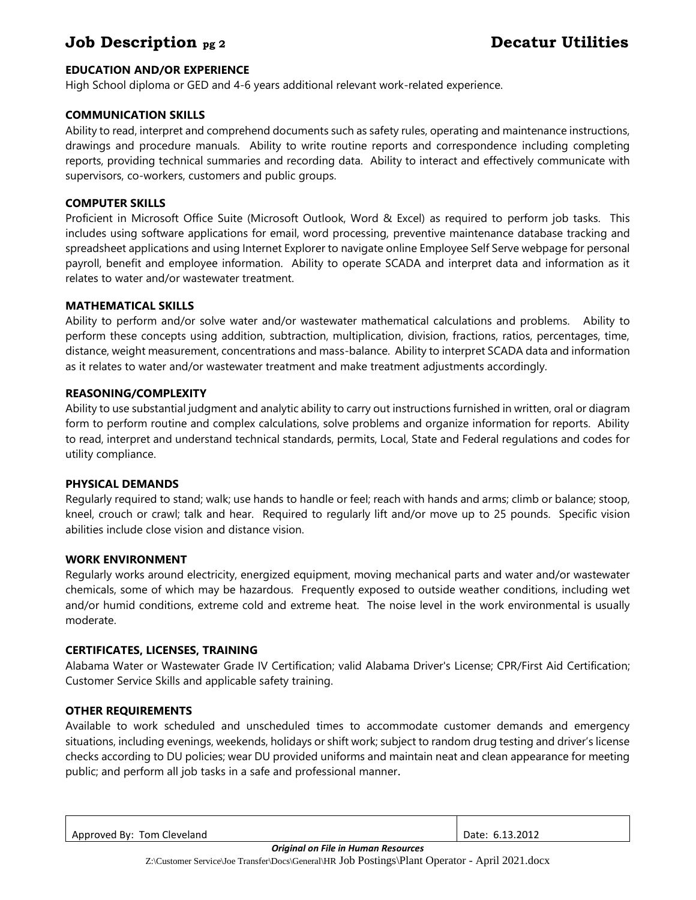## EDUCATION AND/OR EXPERIENCE

High School diploma or GED and 4-6 years additional relevant work-related experience.

## COMMUNICATION SKILLS

Ability to read, interpret and comprehend documents such as safety rules, operating and maintenance instructions, drawings and procedure manuals. Ability to write routine reports and correspondence including completing reports, providing technical summaries and recording data. Ability to interact and effectively communicate with supervisors, co-workers, customers and public groups.

## COMPUTER SKILLS

Proficient in Microsoft Office Suite (Microsoft Outlook, Word & Excel) as required to perform job tasks. This includes using software applications for email, word processing, preventive maintenance database tracking and spreadsheet applications and using Internet Explorer to navigate online Employee Self Serve webpage for personal payroll, benefit and employee information. Ability to operate SCADA and interpret data and information as it relates to water and/or wastewater treatment.

## MATHEMATICAL SKILLS

Ability to perform and/or solve water and/or wastewater mathematical calculations and problems. Ability to perform these concepts using addition, subtraction, multiplication, division, fractions, ratios, percentages, time, distance, weight measurement, concentrations and mass-balance. Ability to interpret SCADA data and information as it relates to water and/or wastewater treatment and make treatment adjustments accordingly.

## REASONING/COMPLEXITY

Ability to use substantial judgment and analytic ability to carry out instructions furnished in written, oral or diagram form to perform routine and complex calculations, solve problems and organize information for reports. Ability to read, interpret and understand technical standards, permits, Local, State and Federal regulations and codes for utility compliance.

## PHYSICAL DEMANDS

Regularly required to stand; walk; use hands to handle or feel; reach with hands and arms; climb or balance; stoop, kneel, crouch or crawl; talk and hear. Required to regularly lift and/or move up to 25 pounds. Specific vision abilities include close vision and distance vision.

## WORK ENVIRONMENT

Regularly works around electricity, energized equipment, moving mechanical parts and water and/or wastewater chemicals, some of which may be hazardous. Frequently exposed to outside weather conditions, including wet and/or humid conditions, extreme cold and extreme heat. The noise level in the work environmental is usually moderate.

## CERTIFICATES, LICENSES, TRAINING

Alabama Water or Wastewater Grade IV Certification; valid Alabama Driver's License; CPR/First Aid Certification; Customer Service Skills and applicable safety training.

## OTHER REQUIREMENTS

Available to work scheduled and unscheduled times to accommodate customer demands and emergency situations, including evenings, weekends, holidays or shift work; subject to random drug testing and driver's license checks according to DU policies; wear DU provided uniforms and maintain neat and clean appearance for meeting public; and perform all job tasks in a safe and professional manner.

| | |
|---|---|
| Approved By: Tom Cleveland | Date: 6.13.2012 |

*Original on File in Human Resources*